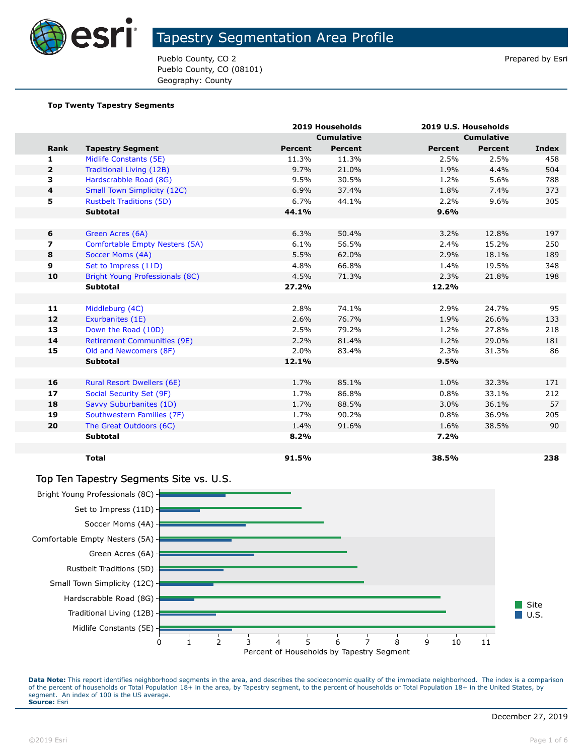# Tapestry Segmentation Area Profile

Pueblo County, CO 2
Pueblo County, CO (08101)
Geography: County

Prepared by Esri

**Top Twenty Tapestry Segments**

| | | 2019 Households | | 2019 U.S. Households | | |
|---|---|---|---|---|---|---|
| | | | Cumulative | | Cumulative | |
| **Rank** | **Tapestry Segment** | **Percent** | **Percent** | **Percent** | **Percent** | **Index** |
| 1 | Midlife Constants (5E) | 11.3% | 11.3% | 2.5% | 2.5% | 458 |
| 2 | Traditional Living (12B) | 9.7% | 21.0% | 1.9% | 4.4% | 504 |
| 3 | Hardscrabble Road (8G) | 9.5% | 30.5% | 1.2% | 5.6% | 788 |
| 4 | Small Town Simplicity (12C) | 6.9% | 37.4% | 1.8% | 7.4% | 373 |
| 5 | Rustbelt Traditions (5D) | 6.7% | 44.1% | 2.2% | 9.6% | 305 |
| | **Subtotal** | **44.1%** | | **9.6%** | | |
| | | | | | | |
| 6 | Green Acres (6A) | 6.3% | 50.4% | 3.2% | 12.8% | 197 |
| 7 | Comfortable Empty Nesters (5A) | 6.1% | 56.5% | 2.4% | 15.2% | 250 |
| 8 | Soccer Moms (4A) | 5.5% | 62.0% | 2.9% | 18.1% | 189 |
| 9 | Set to Impress (11D) | 4.8% | 66.8% | 1.4% | 19.5% | 348 |
| 10 | Bright Young Professionals (8C) | 4.5% | 71.3% | 2.3% | 21.8% | 198 |
| | **Subtotal** | **27.2%** | | **12.2%** | | |
| | | | | | | |
| 11 | Middleburg (4C) | 2.8% | 74.1% | 2.9% | 24.7% | 95 |
| 12 | Exurbanites (1E) | 2.6% | 76.7% | 1.9% | 26.6% | 133 |
| 13 | Down the Road (10D) | 2.5% | 79.2% | 1.2% | 27.8% | 218 |
| 14 | Retirement Communities (9E) | 2.2% | 81.4% | 1.2% | 29.0% | 181 |
| 15 | Old and Newcomers (8F) | 2.0% | 83.4% | 2.3% | 31.3% | 86 |
| | **Subtotal** | **12.1%** | | **9.5%** | | |
| | | | | | | |
| 16 | Rural Resort Dwellers (6E) | 1.7% | 85.1% | 1.0% | 32.3% | 171 |
| 17 | Social Security Set (9F) | 1.7% | 86.8% | 0.8% | 33.1% | 212 |
| 18 | Savvy Suburbanites (1D) | 1.7% | 88.5% | 3.0% | 36.1% | 57 |
| 19 | Southwestern Families (7F) | 1.7% | 90.2% | 0.8% | 36.9% | 205 |
| 20 | The Great Outdoors (6C) | 1.4% | 91.6% | 1.6% | 38.5% | 90 |
| | **Subtotal** | **8.2%** | | **7.2%** | | |
| | | | | | | |
| | **Total** | **91.5%** | | **38.5%** | | **238** |

## Top Ten Tapestry Segments Site vs. U.S.

| Tapestry Segment | Site | U.S. |
|---|---|---|
| Bright Young Professionals (8C) | 4.5 | 2.3 |
| Set to Impress (11D) | 4.8 | 1.4 |
| Soccer Moms (4A) | 5.5 | 2.9 |
| Comfortable Empty Nesters (5A) | 6.1 | 2.4 |
| Green Acres (6A) | 6.3 | 3.2 |
| Rustbelt Traditions (5D) | 6.7 | 2.2 |
| Small Town Simplicity (12C) | 6.9 | 1.8 |
| Hardscrabble Road (8G) | 9.5 | 1.2 |
| Traditional Living (12B) | 9.7 | 1.9 |
| Midlife Constants (5E) | 11.3 | 2.5 |

Percent of Households by Tapestry Segment

**Data Note:** This report identifies neighborhood segments in the area, and describes the socioeconomic quality of the immediate neighborhood. The index is a comparison of the percent of households or Total Population 18+ in the area, by Tapestry segment, to the percent of households or Total Population 18+ in the United States, by segment. An index of 100 is the US average.
**Source:** Esri

December 27, 2019

©2019 Esri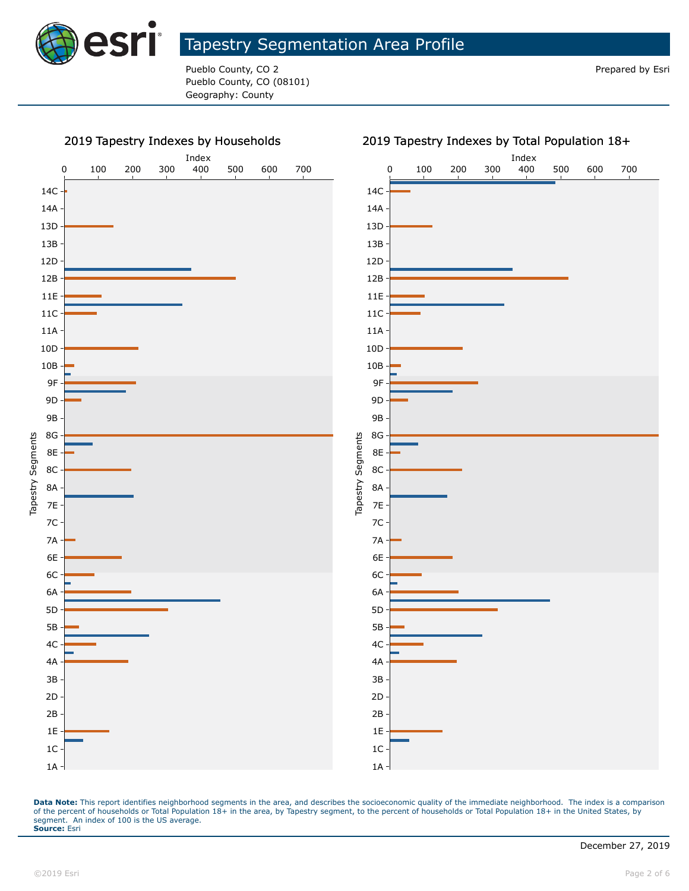# Tapestry Segmentation Area Profile

Pueblo County, CO 2
Pueblo County, CO (08101)
Geography: County

Prepared by Esri

## 2019 Tapestry Indexes by Households

## 2019 Tapestry Indexes by Total Population 18+

**Data Note:** This report identifies neighborhood segments in the area, and describes the socioeconomic quality of the immediate neighborhood. The index is a comparison of the percent of households or Total Population 18+ in the area, by Tapestry segment, to the percent of households or Total Population 18+ in the United States, by segment. An index of 100 is the US average.
**Source:** Esri

December 27, 2019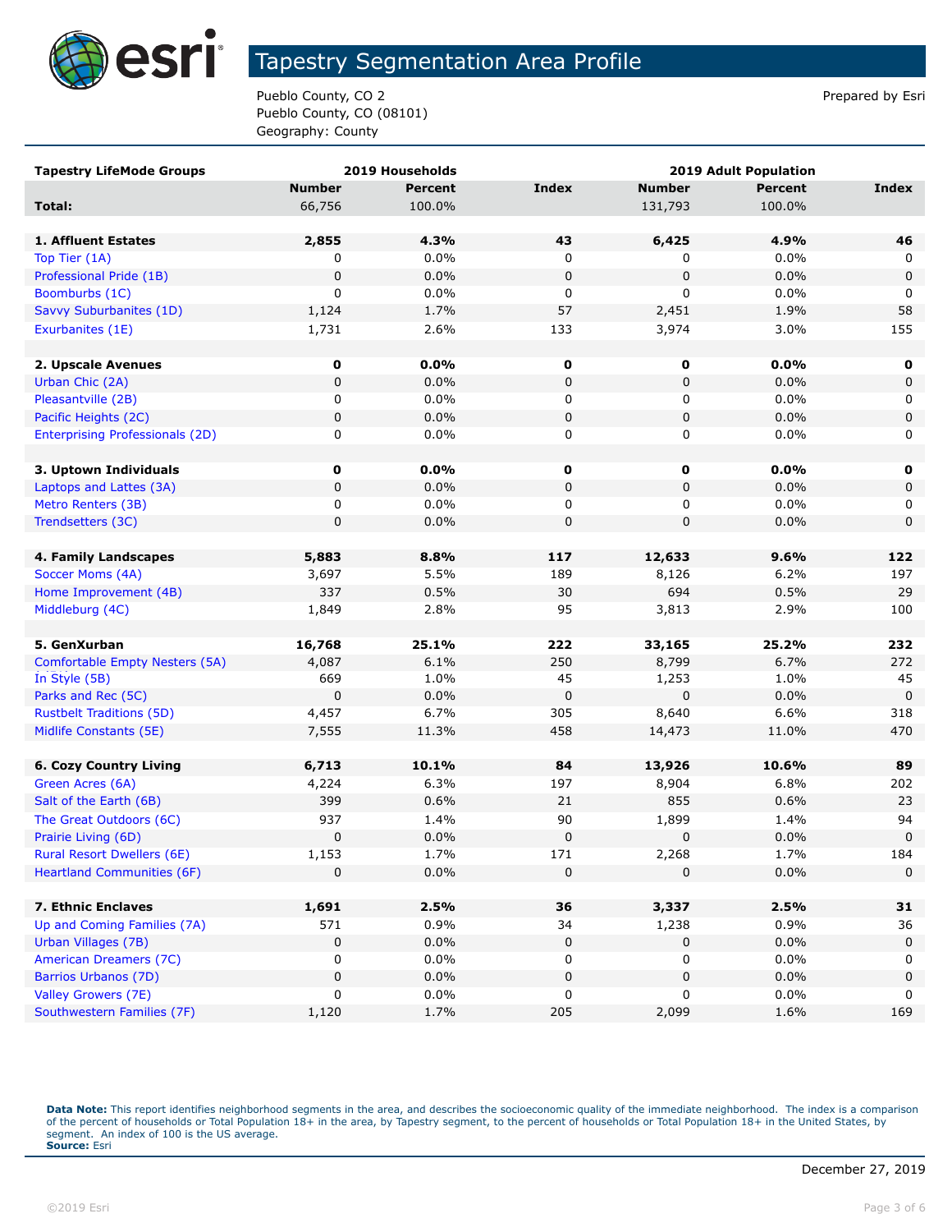# Tapestry Segmentation Area Profile

Pueblo County, CO 2
Pueblo County, CO (08101)
Geography: County

Prepared by Esri

| Tapestry LifeMode Groups | 2019 Households | | | 2019 Adult Population | | |
|---|---|---|---|---|---|---|
| | Number | Percent | Index | Number | Percent | Index |
| **Total:** | 66,756 | 100.0% | | 131,793 | 100.0% | |
| | | | | | | |
| **1. Affluent Estates** | **2,855** | **4.3%** | **43** | **6,425** | **4.9%** | **46** |
| Top Tier (1A) | 0 | 0.0% | 0 | 0 | 0.0% | 0 |
| Professional Pride (1B) | 0 | 0.0% | 0 | 0 | 0.0% | 0 |
| Boomburbs (1C) | 0 | 0.0% | 0 | 0 | 0.0% | 0 |
| Savvy Suburbanites (1D) | 1,124 | 1.7% | 57 | 2,451 | 1.9% | 58 |
| Exurbanites (1E) | 1,731 | 2.6% | 133 | 3,974 | 3.0% | 155 |
| | | | | | | |
| **2. Upscale Avenues** | **0** | **0.0%** | **0** | **0** | **0.0%** | **0** |
| Urban Chic (2A) | 0 | 0.0% | 0 | 0 | 0.0% | 0 |
| Pleasantville (2B) | 0 | 0.0% | 0 | 0 | 0.0% | 0 |
| Pacific Heights (2C) | 0 | 0.0% | 0 | 0 | 0.0% | 0 |
| Enterprising Professionals (2D) | 0 | 0.0% | 0 | 0 | 0.0% | 0 |
| | | | | | | |
| **3. Uptown Individuals** | **0** | **0.0%** | **0** | **0** | **0.0%** | **0** |
| Laptops and Lattes (3A) | 0 | 0.0% | 0 | 0 | 0.0% | 0 |
| Metro Renters (3B) | 0 | 0.0% | 0 | 0 | 0.0% | 0 |
| Trendsetters (3C) | 0 | 0.0% | 0 | 0 | 0.0% | 0 |
| | | | | | | |
| **4. Family Landscapes** | **5,883** | **8.8%** | **117** | **12,633** | **9.6%** | **122** |
| Soccer Moms (4A) | 3,697 | 5.5% | 189 | 8,126 | 6.2% | 197 |
| Home Improvement (4B) | 337 | 0.5% | 30 | 694 | 0.5% | 29 |
| Middleburg (4C) | 1,849 | 2.8% | 95 | 3,813 | 2.9% | 100 |
| | | | | | | |
| **5. GenXurban** | **16,768** | **25.1%** | **222** | **33,165** | **25.2%** | **232** |
| Comfortable Empty Nesters (5A) | 4,087 | 6.1% | 250 | 8,799 | 6.7% | 272 |
| In Style (5B) | 669 | 1.0% | 45 | 1,253 | 1.0% | 45 |
| Parks and Rec (5C) | 0 | 0.0% | 0 | 0 | 0.0% | 0 |
| Rustbelt Traditions (5D) | 4,457 | 6.7% | 305 | 8,640 | 6.6% | 318 |
| Midlife Constants (5E) | 7,555 | 11.3% | 458 | 14,473 | 11.0% | 470 |
| | | | | | | |
| **6. Cozy Country Living** | **6,713** | **10.1%** | **84** | **13,926** | **10.6%** | **89** |
| Green Acres (6A) | 4,224 | 6.3% | 197 | 8,904 | 6.8% | 202 |
| Salt of the Earth (6B) | 399 | 0.6% | 21 | 855 | 0.6% | 23 |
| The Great Outdoors (6C) | 937 | 1.4% | 90 | 1,899 | 1.4% | 94 |
| Prairie Living (6D) | 0 | 0.0% | 0 | 0 | 0.0% | 0 |
| Rural Resort Dwellers (6E) | 1,153 | 1.7% | 171 | 2,268 | 1.7% | 184 |
| Heartland Communities (6F) | 0 | 0.0% | 0 | 0 | 0.0% | 0 |
| | | | | | | |
| **7. Ethnic Enclaves** | **1,691** | **2.5%** | **36** | **3,337** | **2.5%** | **31** |
| Up and Coming Families (7A) | 571 | 0.9% | 34 | 1,238 | 0.9% | 36 |
| Urban Villages (7B) | 0 | 0.0% | 0 | 0 | 0.0% | 0 |
| American Dreamers (7C) | 0 | 0.0% | 0 | 0 | 0.0% | 0 |
| Barrios Urbanos (7D) | 0 | 0.0% | 0 | 0 | 0.0% | 0 |
| Valley Growers (7E) | 0 | 0.0% | 0 | 0 | 0.0% | 0 |
| Southwestern Families (7F) | 1,120 | 1.7% | 205 | 2,099 | 1.6% | 169 |

**Data Note:** This report identifies neighborhood segments in the area, and describes the socioeconomic quality of the immediate neighborhood. The index is a comparison of the percent of households or Total Population 18+ in the area, by Tapestry segment, to the percent of households or Total Population 18+ in the United States, by segment. An index of 100 is the US average.
**Source:** Esri

December 27, 2019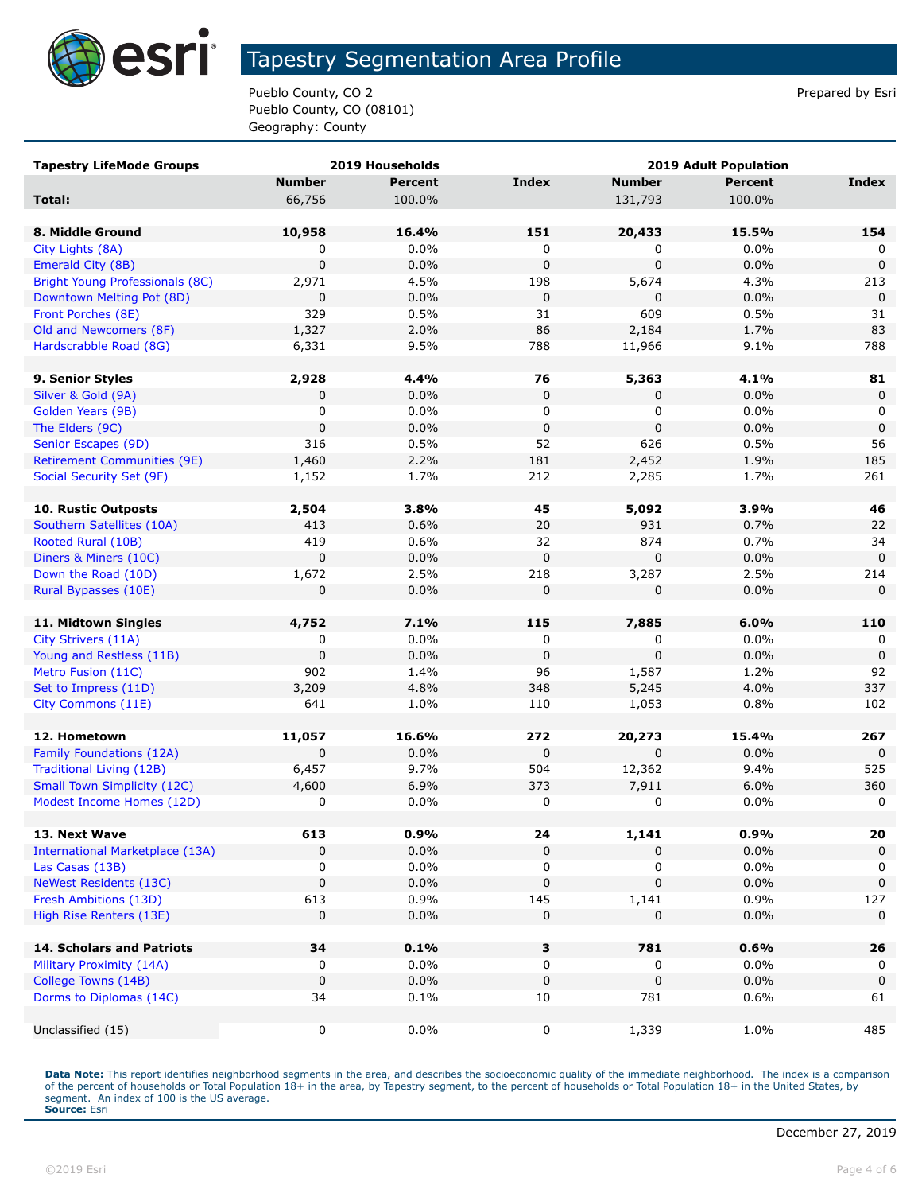# Tapestry Segmentation Area Profile

Pueblo County, CO 2
Pueblo County, CO (08101)
Geography: County

Prepared by Esri

| Tapestry LifeMode Groups | 2019 Households | | | 2019 Adult Population | | |
|---|---|---|---|---|---|---|
| | Number | Percent | Index | Number | Percent | Index |
| **Total:** | 66,756 | 100.0% | | 131,793 | 100.0% | |
| | | | | | | |
| **8. Middle Ground** | **10,958** | **16.4%** | **151** | **20,433** | **15.5%** | **154** |
| City Lights (8A) | 0 | 0.0% | 0 | 0 | 0.0% | 0 |
| Emerald City (8B) | 0 | 0.0% | 0 | 0 | 0.0% | 0 |
| Bright Young Professionals (8C) | 2,971 | 4.5% | 198 | 5,674 | 4.3% | 213 |
| Downtown Melting Pot (8D) | 0 | 0.0% | 0 | 0 | 0.0% | 0 |
| Front Porches (8E) | 329 | 0.5% | 31 | 609 | 0.5% | 31 |
| Old and Newcomers (8F) | 1,327 | 2.0% | 86 | 2,184 | 1.7% | 83 |
| Hardscrabble Road (8G) | 6,331 | 9.5% | 788 | 11,966 | 9.1% | 788 |
| | | | | | | |
| **9. Senior Styles** | **2,928** | **4.4%** | **76** | **5,363** | **4.1%** | **81** |
| Silver & Gold (9A) | 0 | 0.0% | 0 | 0 | 0.0% | 0 |
| Golden Years (9B) | 0 | 0.0% | 0 | 0 | 0.0% | 0 |
| The Elders (9C) | 0 | 0.0% | 0 | 0 | 0.0% | 0 |
| Senior Escapes (9D) | 316 | 0.5% | 52 | 626 | 0.5% | 56 |
| Retirement Communities (9E) | 1,460 | 2.2% | 181 | 2,452 | 1.9% | 185 |
| Social Security Set (9F) | 1,152 | 1.7% | 212 | 2,285 | 1.7% | 261 |
| | | | | | | |
| **10. Rustic Outposts** | **2,504** | **3.8%** | **45** | **5,092** | **3.9%** | **46** |
| Southern Satellites (10A) | 413 | 0.6% | 20 | 931 | 0.7% | 22 |
| Rooted Rural (10B) | 419 | 0.6% | 32 | 874 | 0.7% | 34 |
| Diners & Miners (10C) | 0 | 0.0% | 0 | 0 | 0.0% | 0 |
| Down the Road (10D) | 1,672 | 2.5% | 218 | 3,287 | 2.5% | 214 |
| Rural Bypasses (10E) | 0 | 0.0% | 0 | 0 | 0.0% | 0 |
| | | | | | | |
| **11. Midtown Singles** | **4,752** | **7.1%** | **115** | **7,885** | **6.0%** | **110** |
| City Strivers (11A) | 0 | 0.0% | 0 | 0 | 0.0% | 0 |
| Young and Restless (11B) | 0 | 0.0% | 0 | 0 | 0.0% | 0 |
| Metro Fusion (11C) | 902 | 1.4% | 96 | 1,587 | 1.2% | 92 |
| Set to Impress (11D) | 3,209 | 4.8% | 348 | 5,245 | 4.0% | 337 |
| City Commons (11E) | 641 | 1.0% | 110 | 1,053 | 0.8% | 102 |
| | | | | | | |
| **12. Hometown** | **11,057** | **16.6%** | **272** | **20,273** | **15.4%** | **267** |
| Family Foundations (12A) | 0 | 0.0% | 0 | 0 | 0.0% | 0 |
| Traditional Living (12B) | 6,457 | 9.7% | 504 | 12,362 | 9.4% | 525 |
| Small Town Simplicity (12C) | 4,600 | 6.9% | 373 | 7,911 | 6.0% | 360 |
| Modest Income Homes (12D) | 0 | 0.0% | 0 | 0 | 0.0% | 0 |
| | | | | | | |
| **13. Next Wave** | **613** | **0.9%** | **24** | **1,141** | **0.9%** | **20** |
| International Marketplace (13A) | 0 | 0.0% | 0 | 0 | 0.0% | 0 |
| Las Casas (13B) | 0 | 0.0% | 0 | 0 | 0.0% | 0 |
| NeWest Residents (13C) | 0 | 0.0% | 0 | 0 | 0.0% | 0 |
| Fresh Ambitions (13D) | 613 | 0.9% | 145 | 1,141 | 0.9% | 127 |
| High Rise Renters (13E) | 0 | 0.0% | 0 | 0 | 0.0% | 0 |
| | | | | | | |
| **14. Scholars and Patriots** | **34** | **0.1%** | **3** | **781** | **0.6%** | **26** |
| Military Proximity (14A) | 0 | 0.0% | 0 | 0 | 0.0% | 0 |
| College Towns (14B) | 0 | 0.0% | 0 | 0 | 0.0% | 0 |
| Dorms to Diplomas (14C) | 34 | 0.1% | 10 | 781 | 0.6% | 61 |
| | | | | | | |
| Unclassified (15) | 0 | 0.0% | 0 | 1,339 | 1.0% | 485 |

**Data Note:** This report identifies neighborhood segments in the area, and describes the socioeconomic quality of the immediate neighborhood. The index is a comparison of the percent of households or Total Population 18+ in the area, by Tapestry segment, to the percent of households or Total Population 18+ in the United States, by segment. An index of 100 is the US average.
**Source:** Esri

December 27, 2019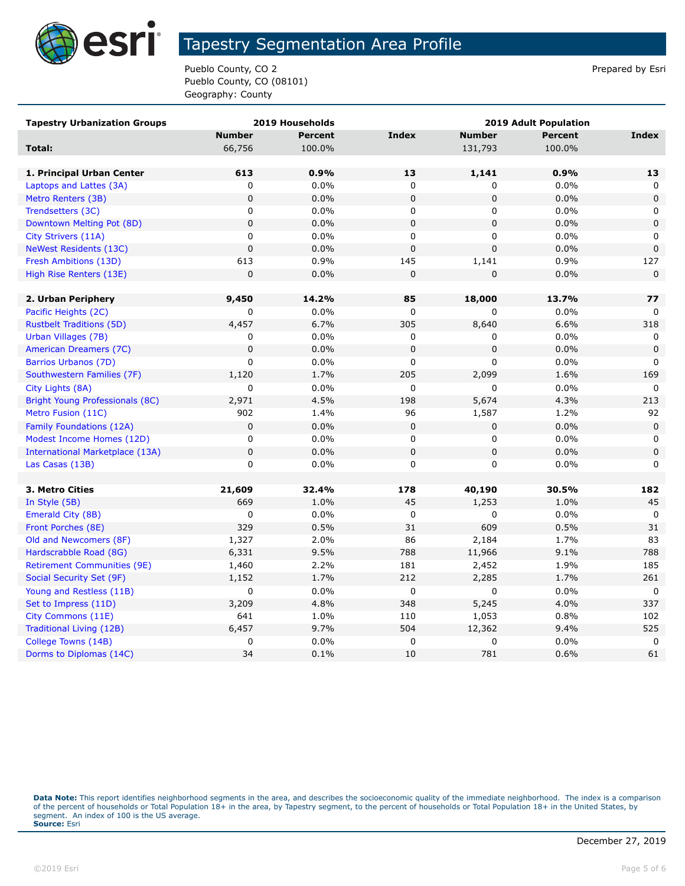# Tapestry Segmentation Area Profile

Pueblo County, CO 2
Pueblo County, CO (08101)
Geography: County

Prepared by Esri

| Tapestry Urbanization Groups | 2019 Households | | | 2019 Adult Population | | |
|---|---|---|---|---|---|---|
| | Number | Percent | Index | Number | Percent | Index |
| **Total:** | 66,756 | 100.0% | | 131,793 | 100.0% | |
| | | | | | | |
| **1. Principal Urban Center** | **613** | **0.9%** | **13** | **1,141** | **0.9%** | **13** |
| Laptops and Lattes (3A) | 0 | 0.0% | 0 | 0 | 0.0% | 0 |
| Metro Renters (3B) | 0 | 0.0% | 0 | 0 | 0.0% | 0 |
| Trendsetters (3C) | 0 | 0.0% | 0 | 0 | 0.0% | 0 |
| Downtown Melting Pot (8D) | 0 | 0.0% | 0 | 0 | 0.0% | 0 |
| City Strivers (11A) | 0 | 0.0% | 0 | 0 | 0.0% | 0 |
| NeWest Residents (13C) | 0 | 0.0% | 0 | 0 | 0.0% | 0 |
| Fresh Ambitions (13D) | 613 | 0.9% | 145 | 1,141 | 0.9% | 127 |
| High Rise Renters (13E) | 0 | 0.0% | 0 | 0 | 0.0% | 0 |
| | | | | | | |
| **2. Urban Periphery** | **9,450** | **14.2%** | **85** | **18,000** | **13.7%** | **77** |
| Pacific Heights (2C) | 0 | 0.0% | 0 | 0 | 0.0% | 0 |
| Rustbelt Traditions (5D) | 4,457 | 6.7% | 305 | 8,640 | 6.6% | 318 |
| Urban Villages (7B) | 0 | 0.0% | 0 | 0 | 0.0% | 0 |
| American Dreamers (7C) | 0 | 0.0% | 0 | 0 | 0.0% | 0 |
| Barrios Urbanos (7D) | 0 | 0.0% | 0 | 0 | 0.0% | 0 |
| Southwestern Families (7F) | 1,120 | 1.7% | 205 | 2,099 | 1.6% | 169 |
| City Lights (8A) | 0 | 0.0% | 0 | 0 | 0.0% | 0 |
| Bright Young Professionals (8C) | 2,971 | 4.5% | 198 | 5,674 | 4.3% | 213 |
| Metro Fusion (11C) | 902 | 1.4% | 96 | 1,587 | 1.2% | 92 |
| Family Foundations (12A) | 0 | 0.0% | 0 | 0 | 0.0% | 0 |
| Modest Income Homes (12D) | 0 | 0.0% | 0 | 0 | 0.0% | 0 |
| International Marketplace (13A) | 0 | 0.0% | 0 | 0 | 0.0% | 0 |
| Las Casas (13B) | 0 | 0.0% | 0 | 0 | 0.0% | 0 |
| | | | | | | |
| **3. Metro Cities** | **21,609** | **32.4%** | **178** | **40,190** | **30.5%** | **182** |
| In Style (5B) | 669 | 1.0% | 45 | 1,253 | 1.0% | 45 |
| Emerald City (8B) | 0 | 0.0% | 0 | 0 | 0.0% | 0 |
| Front Porches (8E) | 329 | 0.5% | 31 | 609 | 0.5% | 31 |
| Old and Newcomers (8F) | 1,327 | 2.0% | 86 | 2,184 | 1.7% | 83 |
| Hardscrabble Road (8G) | 6,331 | 9.5% | 788 | 11,966 | 9.1% | 788 |
| Retirement Communities (9E) | 1,460 | 2.2% | 181 | 2,452 | 1.9% | 185 |
| Social Security Set (9F) | 1,152 | 1.7% | 212 | 2,285 | 1.7% | 261 |
| Young and Restless (11B) | 0 | 0.0% | 0 | 0 | 0.0% | 0 |
| Set to Impress (11D) | 3,209 | 4.8% | 348 | 5,245 | 4.0% | 337 |
| City Commons (11E) | 641 | 1.0% | 110 | 1,053 | 0.8% | 102 |
| Traditional Living (12B) | 6,457 | 9.7% | 504 | 12,362 | 9.4% | 525 |
| College Towns (14B) | 0 | 0.0% | 0 | 0 | 0.0% | 0 |
| Dorms to Diplomas (14C) | 34 | 0.1% | 10 | 781 | 0.6% | 61 |

**Data Note:** This report identifies neighborhood segments in the area, and describes the socioeconomic quality of the immediate neighborhood. The index is a comparison of the percent of households or Total Population 18+ in the area, by Tapestry segment, to the percent of households or Total Population 18+ in the United States, by segment. An index of 100 is the US average.
**Source:** Esri

December 27, 2019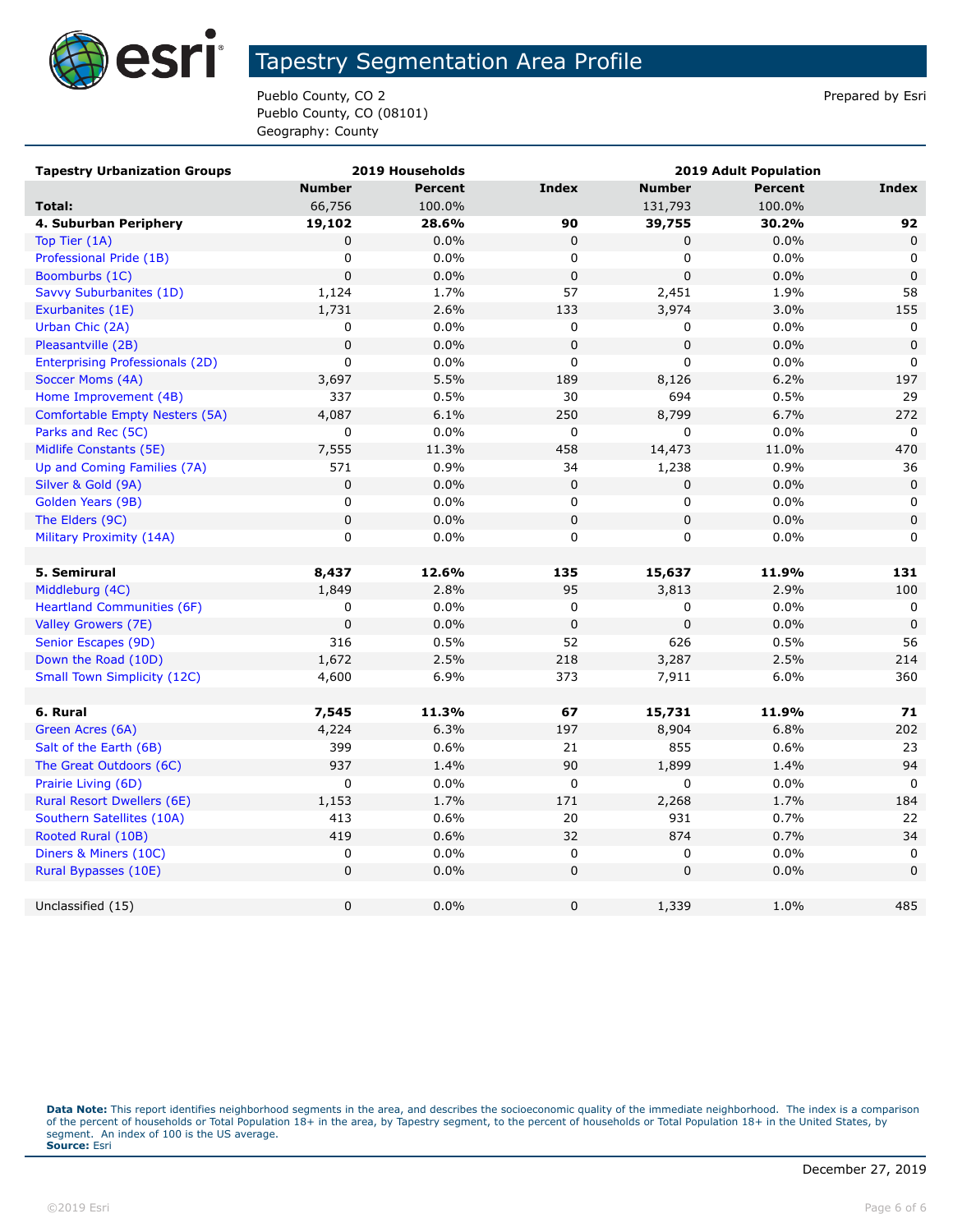# Tapestry Segmentation Area Profile

Pueblo County, CO 2
Pueblo County, CO (08101)
Geography: County

Prepared by Esri

| Tapestry Urbanization Groups | 2019 Households | | | 2019 Adult Population | | |
|---|---|---|---|---|---|---|
| | Number | Percent | Index | Number | Percent | Index |
| **Total:** | 66,756 | 100.0% | | 131,793 | 100.0% | |
| **4. Suburban Periphery** | **19,102** | **28.6%** | **90** | **39,755** | **30.2%** | **92** |
| Top Tier (1A) | 0 | 0.0% | 0 | 0 | 0.0% | 0 |
| Professional Pride (1B) | 0 | 0.0% | 0 | 0 | 0.0% | 0 |
| Boomburbs (1C) | 0 | 0.0% | 0 | 0 | 0.0% | 0 |
| Savvy Suburbanites (1D) | 1,124 | 1.7% | 57 | 2,451 | 1.9% | 58 |
| Exurbanites (1E) | 1,731 | 2.6% | 133 | 3,974 | 3.0% | 155 |
| Urban Chic (2A) | 0 | 0.0% | 0 | 0 | 0.0% | 0 |
| Pleasantville (2B) | 0 | 0.0% | 0 | 0 | 0.0% | 0 |
| Enterprising Professionals (2D) | 0 | 0.0% | 0 | 0 | 0.0% | 0 |
| Soccer Moms (4A) | 3,697 | 5.5% | 189 | 8,126 | 6.2% | 197 |
| Home Improvement (4B) | 337 | 0.5% | 30 | 694 | 0.5% | 29 |
| Comfortable Empty Nesters (5A) | 4,087 | 6.1% | 250 | 8,799 | 6.7% | 272 |
| Parks and Rec (5C) | 0 | 0.0% | 0 | 0 | 0.0% | 0 |
| Midlife Constants (5E) | 7,555 | 11.3% | 458 | 14,473 | 11.0% | 470 |
| Up and Coming Families (7A) | 571 | 0.9% | 34 | 1,238 | 0.9% | 36 |
| Silver & Gold (9A) | 0 | 0.0% | 0 | 0 | 0.0% | 0 |
| Golden Years (9B) | 0 | 0.0% | 0 | 0 | 0.0% | 0 |
| The Elders (9C) | 0 | 0.0% | 0 | 0 | 0.0% | 0 |
| Military Proximity (14A) | 0 | 0.0% | 0 | 0 | 0.0% | 0 |
| | | | | | | |
| **5. Semirural** | **8,437** | **12.6%** | **135** | **15,637** | **11.9%** | **131** |
| Middleburg (4C) | 1,849 | 2.8% | 95 | 3,813 | 2.9% | 100 |
| Heartland Communities (6F) | 0 | 0.0% | 0 | 0 | 0.0% | 0 |
| Valley Growers (7E) | 0 | 0.0% | 0 | 0 | 0.0% | 0 |
| Senior Escapes (9D) | 316 | 0.5% | 52 | 626 | 0.5% | 56 |
| Down the Road (10D) | 1,672 | 2.5% | 218 | 3,287 | 2.5% | 214 |
| Small Town Simplicity (12C) | 4,600 | 6.9% | 373 | 7,911 | 6.0% | 360 |
| | | | | | | |
| **6. Rural** | **7,545** | **11.3%** | **67** | **15,731** | **11.9%** | **71** |
| Green Acres (6A) | 4,224 | 6.3% | 197 | 8,904 | 6.8% | 202 |
| Salt of the Earth (6B) | 399 | 0.6% | 21 | 855 | 0.6% | 23 |
| The Great Outdoors (6C) | 937 | 1.4% | 90 | 1,899 | 1.4% | 94 |
| Prairie Living (6D) | 0 | 0.0% | 0 | 0 | 0.0% | 0 |
| Rural Resort Dwellers (6E) | 1,153 | 1.7% | 171 | 2,268 | 1.7% | 184 |
| Southern Satellites (10A) | 413 | 0.6% | 20 | 931 | 0.7% | 22 |
| Rooted Rural (10B) | 419 | 0.6% | 32 | 874 | 0.7% | 34 |
| Diners & Miners (10C) | 0 | 0.0% | 0 | 0 | 0.0% | 0 |
| Rural Bypasses (10E) | 0 | 0.0% | 0 | 0 | 0.0% | 0 |
| | | | | | | |
| Unclassified (15) | 0 | 0.0% | 0 | 1,339 | 1.0% | 485 |

**Data Note:** This report identifies neighborhood segments in the area, and describes the socioeconomic quality of the immediate neighborhood. The index is a comparison of the percent of households or Total Population 18+ in the area, by Tapestry segment, to the percent of households or Total Population 18+ in the United States, by segment. An index of 100 is the US average.
**Source:** Esri

December 27, 2019

©2019 Esri